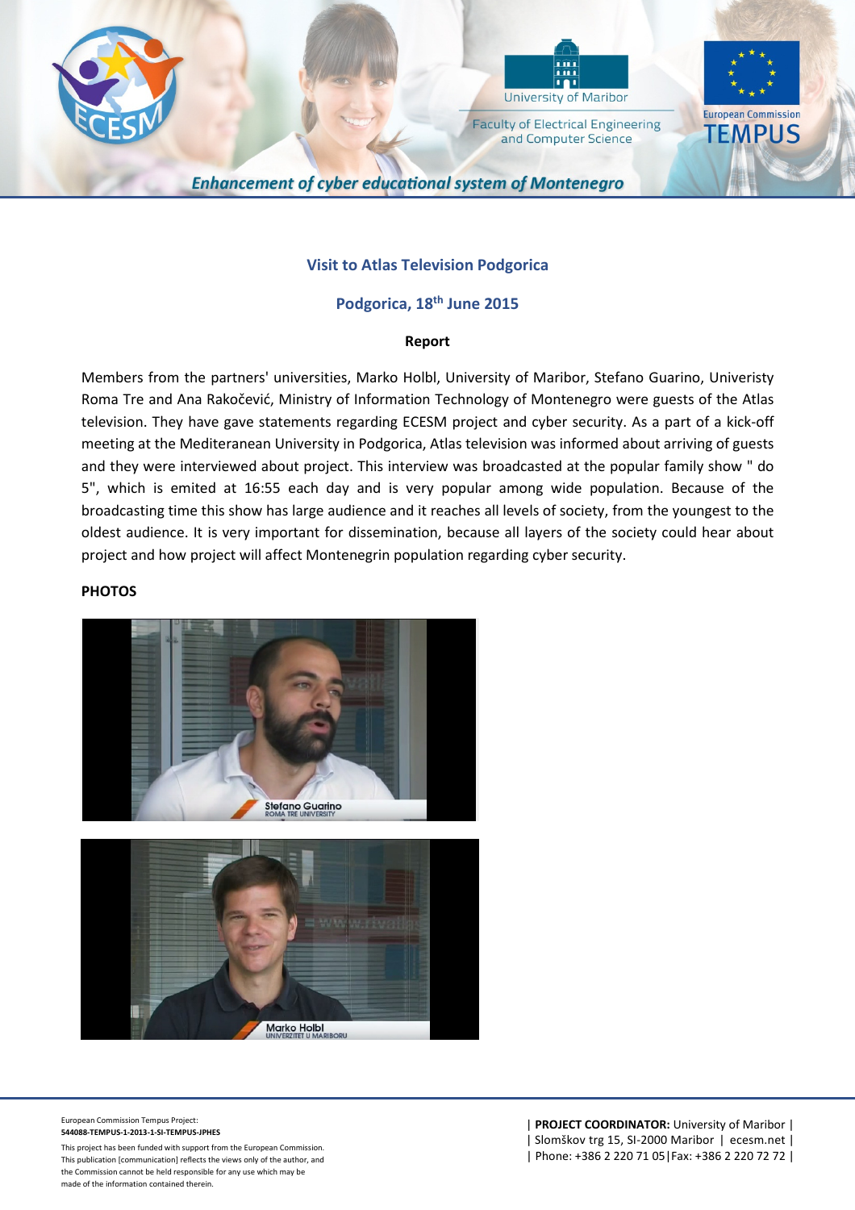*Enhancement of cyber educational system of Montenegro*

## Visit to Atlas Television Podgorica

## Podgorica, 18th June 2015

**Report**

Members from the partners' universities, Marko Holbl, University of Maribor, Stefano Guarino, Univeristy Roma Tre and Ana Rakočević, Ministry of Information Technology of Montenegro were guests of the Atlas television. They have gave statements regarding ECESM project and cyber security. As a part of a kick-off meeting at the Mediteranean University in Podgorica, Atlas television was informed about arriving of guests and they were interviewed about project. This interview was broadcasted at the popular family show " do 5", which is emited at 16:55 each day and is very popular among wide population. Because of the broadcasting time this show has large audience and it reaches all levels of society, from the youngest to the oldest audience. It is very important for dissemination, because all layers of the society could hear about project and how project will affect Montenegrin population regarding cyber security.

**PHOTOS**

Stefano Guarino
ROMA TRE UNIVERSITY

Marko Holbl
UNIVERZITET U MARIBORU

European Commission Tempus Project:
**544088-TEMPUS-1-2013-1-SI-TEMPUS-JPHES**

This project has been funded with support from the European Commission. This publication [communication] reflects the views only of the author, and the Commission cannot be held responsible for any use which may be made of the information contained therein.

| **PROJECT COORDINATOR:** University of Maribor |
| Slomškov trg 15, SI-2000 Maribor | ecesm.net |
| Phone: +386 2 220 71 05|Fax: +386 2 220 72 72 |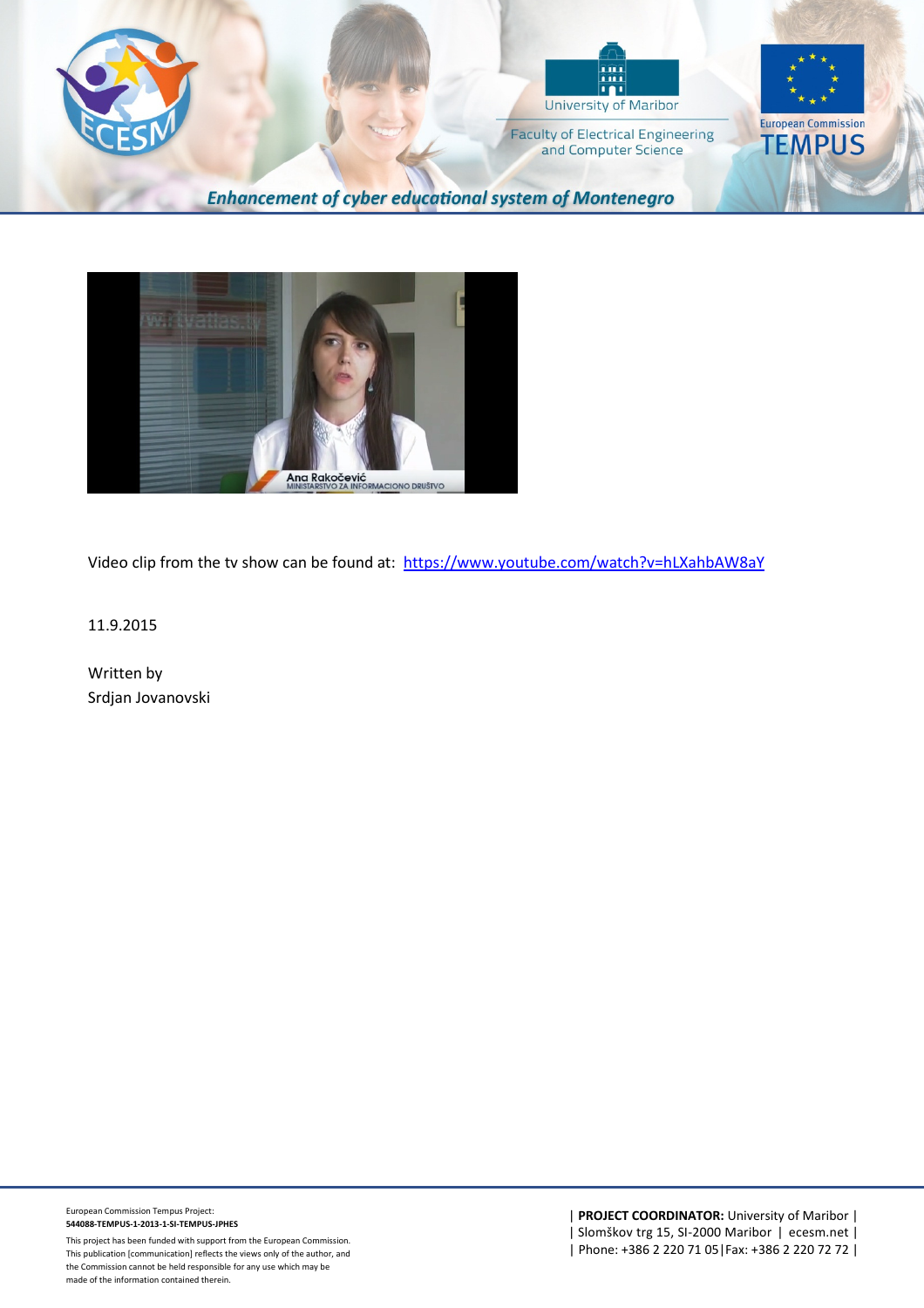Video clip from the tv show can be found at: [https://www.youtube.com/watch?v=hLXahbAW8aY](https://www.youtube.com/watch?v=hLXahbAW8aY)

11.9.2015

Written by
Srdjan Jovanovski